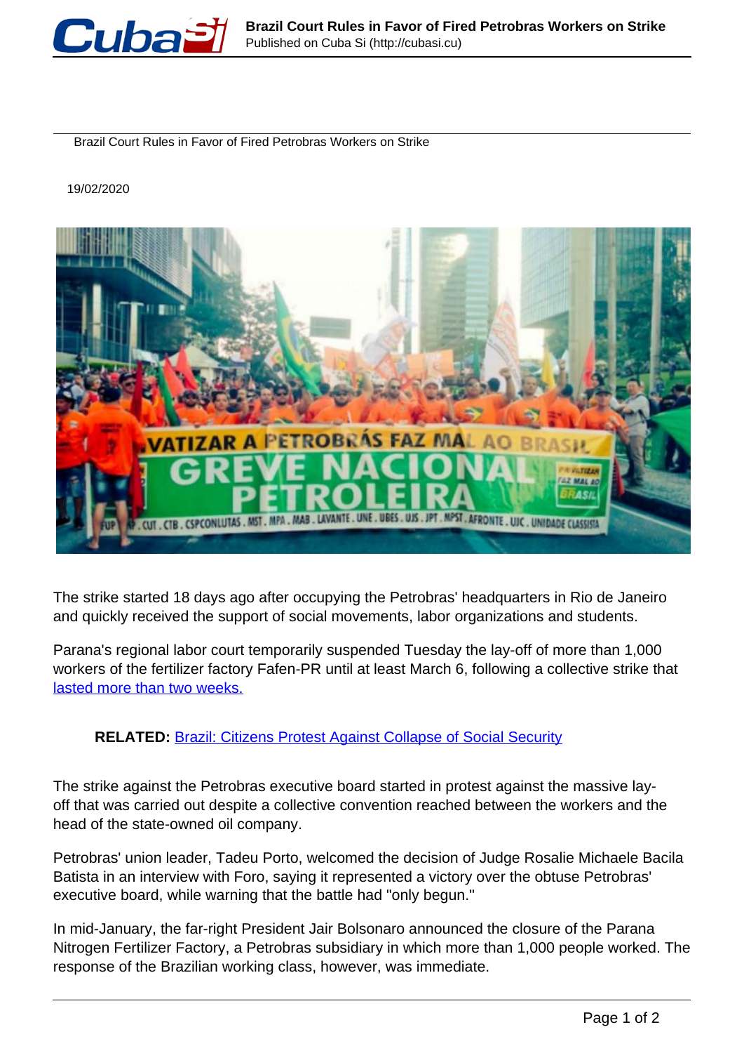# Brazil Court Rules in Favor of Fired Petrobras Workers on Strike

19/02/2020

The strike started 18 days ago after occupying the Petrobras' headquarters in Rio de Janeiro and quickly received the support of social movements, labor organizations and students.

Parana's regional labor court temporarily suspended Tuesday the lay-off of more than 1,000 workers of the fertilizer factory Fafen-PR until at least March 6, following a collective strike that lasted more than two weeks.

**RELATED:** Brazil: Citizens Protest Against Collapse of Social Security

The strike against the Petrobras executive board started in protest against the massive lay-off that was carried out despite a collective convention reached between the workers and the head of the state-owned oil company.

Petrobras' union leader, Tadeu Porto, welcomed the decision of Judge Rosalie Michaele Bacila Batista in an interview with Foro, saying it represented a victory over the obtuse Petrobras' executive board, while warning that the battle had "only begun."

In mid-January, the far-right President Jair Bolsonaro announced the closure of the Parana Nitrogen Fertilizer Factory, a Petrobras subsidiary in which more than 1,000 people worked. The response of the Brazilian working class, however, was immediate.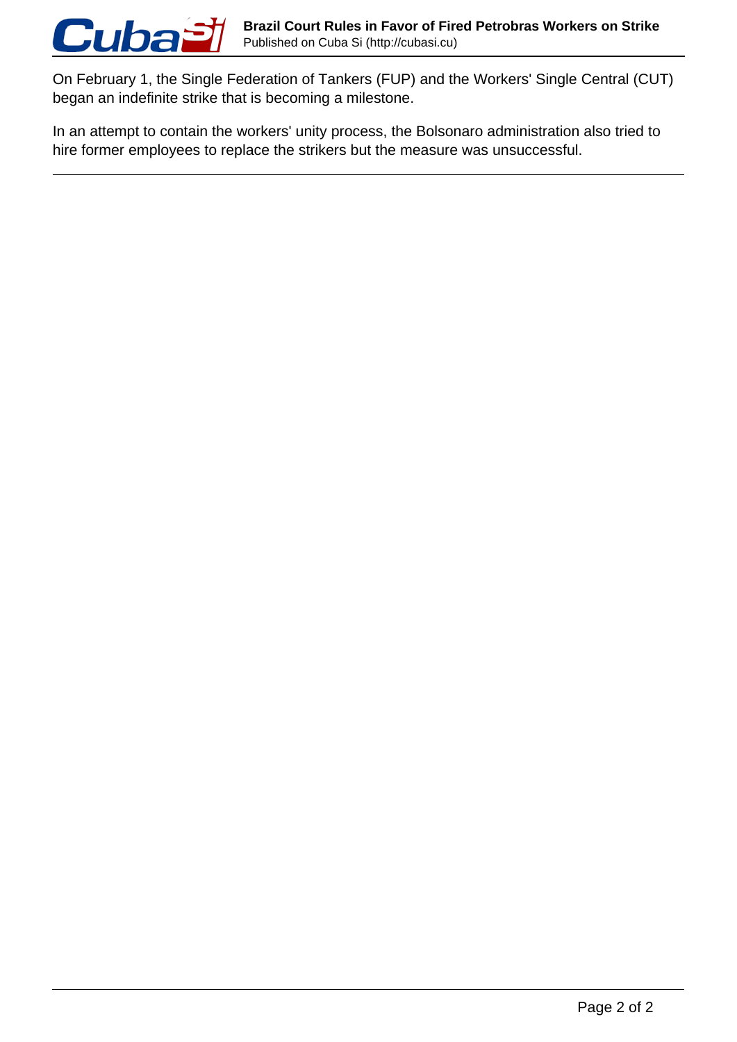On February 1, the Single Federation of Tankers (FUP) and the Workers' Single Central (CUT) began an indefinite strike that is becoming a milestone.

In an attempt to contain the workers' unity process, the Bolsonaro administration also tried to hire former employees to replace the strikers but the measure was unsuccessful.